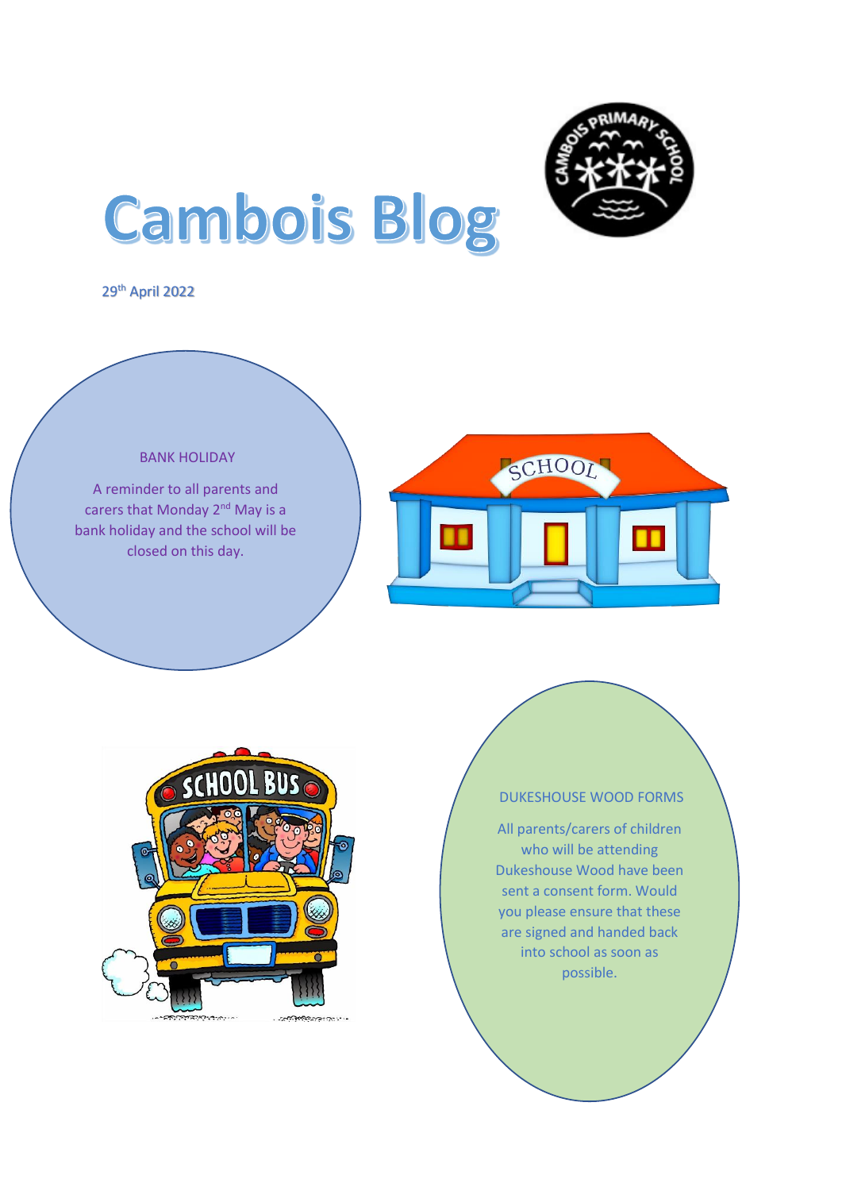# Cambois Blog

29th April 2022

## BANK HOLIDAY

A reminder to all parents and carers that Monday 2nd May is a bank holiday and the school will be closed on this day.

## DUKESHOUSE WOOD FORMS

All parents/carers of children who will be attending Dukeshouse Wood have been sent a consent form. Would you please ensure that these are signed and handed back into school as soon as possible.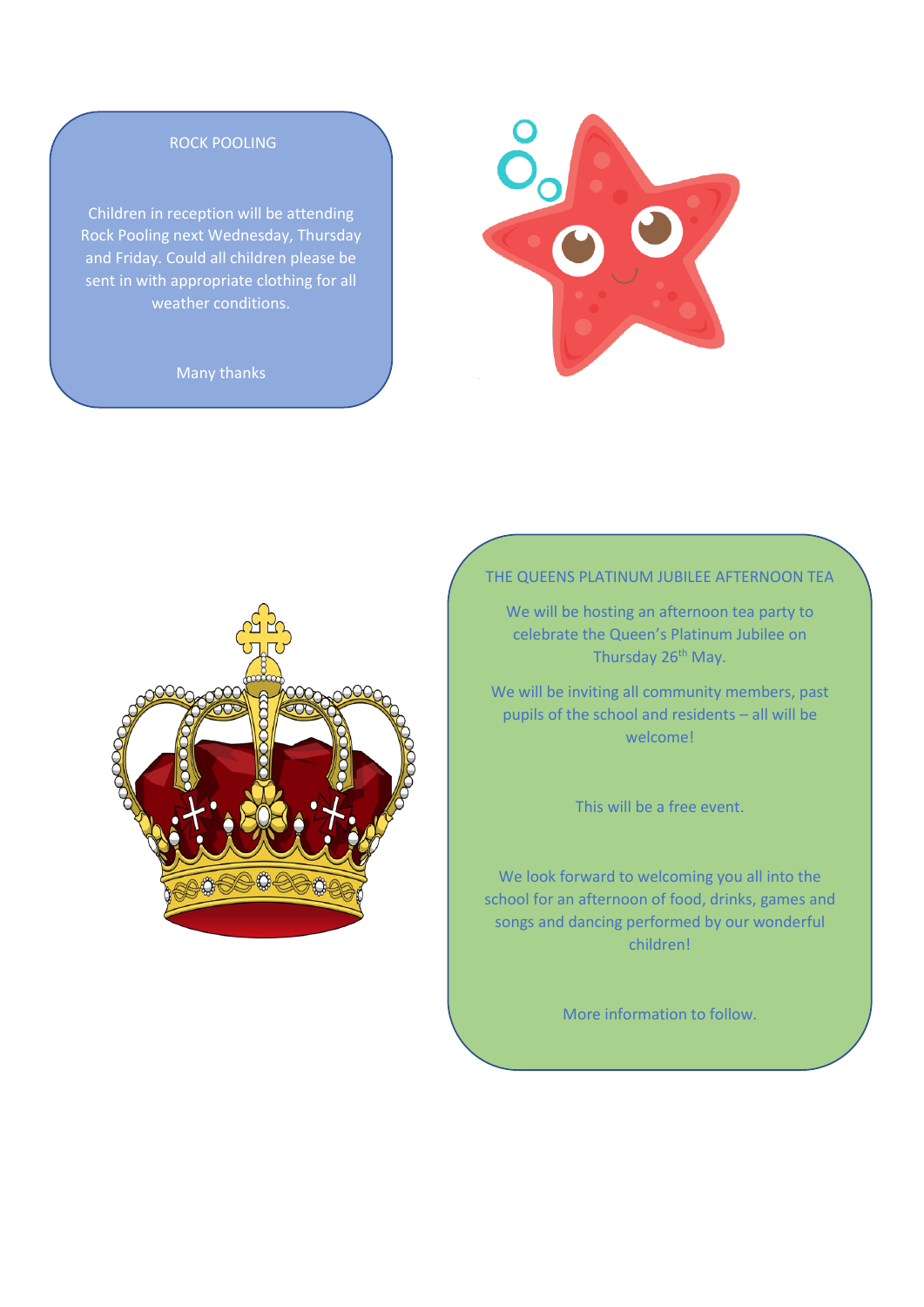## ROCK POOLING

Children in reception will be attending Rock Pooling next Wednesday, Thursday and Friday. Could all children please be sent in with appropriate clothing for all weather conditions.

Many thanks

## THE QUEENS PLATINUM JUBILEE AFTERNOON TEA

We will be hosting an afternoon tea party to celebrate the Queen's Platinum Jubilee on Thursday 26th May.

We will be inviting all community members, past pupils of the school and residents – all will be welcome!

This will be a free event.

We look forward to welcoming you all into the school for an afternoon of food, drinks, games and songs and dancing performed by our wonderful children!

More information to follow.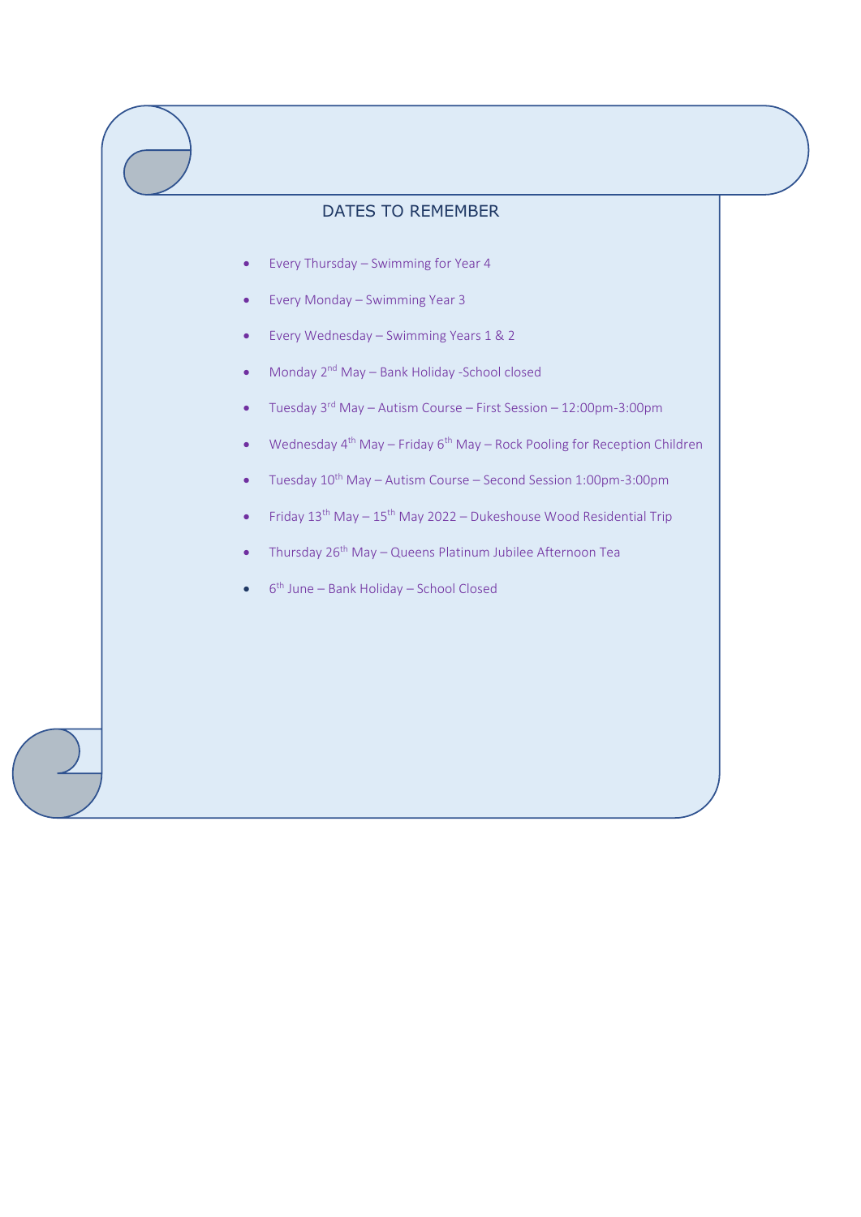## DATES TO REMEMBER

- Every Thursday – Swimming for Year 4
- Every Monday – Swimming Year 3
- Every Wednesday – Swimming Years 1 & 2
- Monday 2nd May – Bank Holiday -School closed
- Tuesday 3rd May – Autism Course – First Session – 12:00pm-3:00pm
- Wednesday 4th May – Friday 6th May – Rock Pooling for Reception Children
- Tuesday 10th May – Autism Course – Second Session 1:00pm-3:00pm
- Friday 13th May – 15th May 2022 – Dukeshouse Wood Residential Trip
- Thursday 26th May – Queens Platinum Jubilee Afternoon Tea
- 6th June – Bank Holiday – School Closed